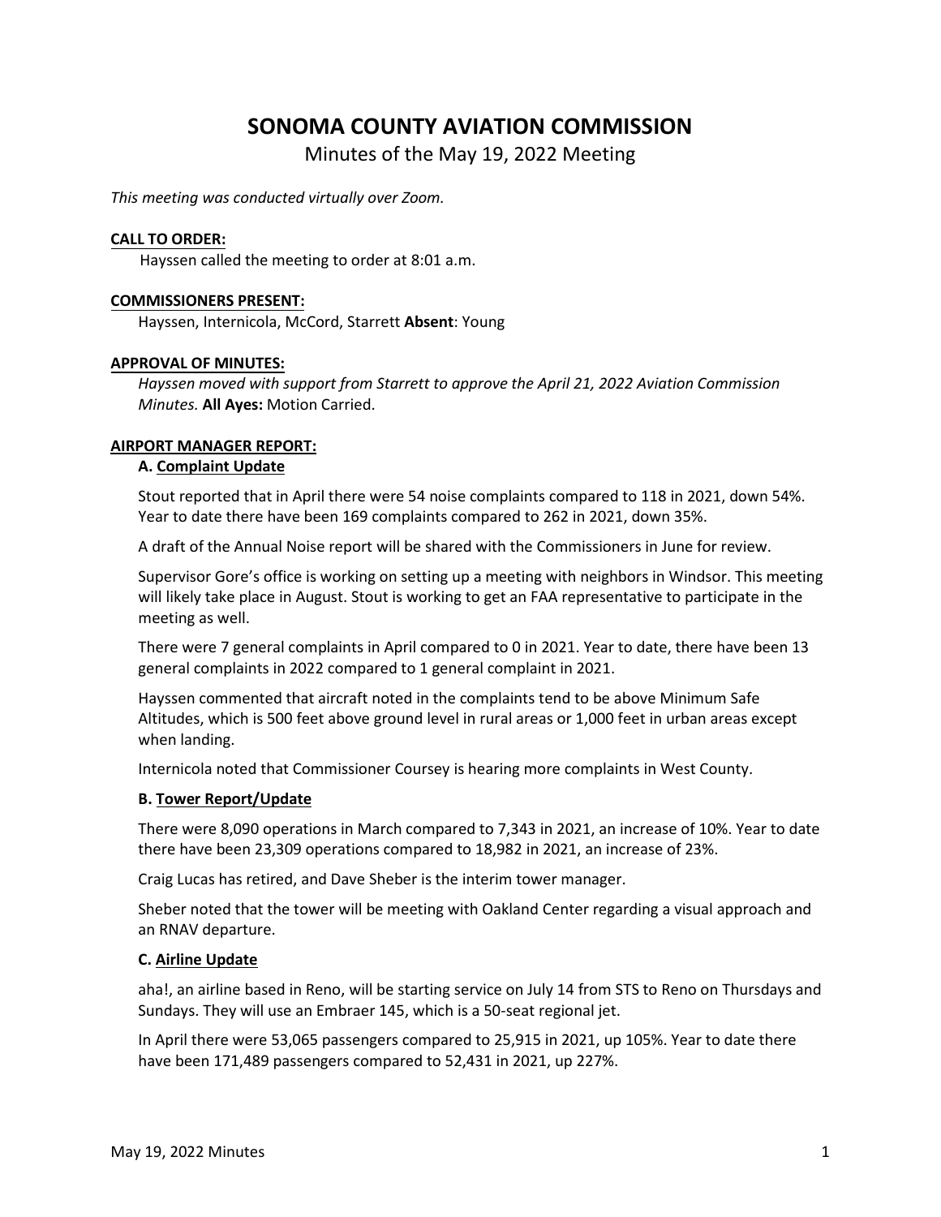# SONOMA COUNTY AVIATION COMMISSION

Minutes of the May 19, 2022 Meeting

*This meeting was conducted virtually over Zoom.*

**CALL TO ORDER:**

Hayssen called the meeting to order at 8:01 a.m.

**COMMISSIONERS PRESENT:**

Hayssen, Internicola, McCord, Starrett **Absent**: Young

**APPROVAL OF MINUTES:**

*Hayssen moved with support from Starrett to approve the April 21, 2022 Aviation Commission Minutes.* **All Ayes:** Motion Carried.

**AIRPORT MANAGER REPORT:**

**A. Complaint Update**

Stout reported that in April there were 54 noise complaints compared to 118 in 2021, down 54%. Year to date there have been 169 complaints compared to 262 in 2021, down 35%.

A draft of the Annual Noise report will be shared with the Commissioners in June for review.

Supervisor Gore's office is working on setting up a meeting with neighbors in Windsor. This meeting will likely take place in August. Stout is working to get an FAA representative to participate in the meeting as well.

There were 7 general complaints in April compared to 0 in 2021. Year to date, there have been 13 general complaints in 2022 compared to 1 general complaint in 2021.

Hayssen commented that aircraft noted in the complaints tend to be above Minimum Safe Altitudes, which is 500 feet above ground level in rural areas or 1,000 feet in urban areas except when landing.

Internicola noted that Commissioner Coursey is hearing more complaints in West County.

**B. Tower Report/Update**

There were 8,090 operations in March compared to 7,343 in 2021, an increase of 10%. Year to date there have been 23,309 operations compared to 18,982 in 2021, an increase of 23%.

Craig Lucas has retired, and Dave Sheber is the interim tower manager.

Sheber noted that the tower will be meeting with Oakland Center regarding a visual approach and an RNAV departure.

**C. Airline Update**

aha!, an airline based in Reno, will be starting service on July 14 from STS to Reno on Thursdays and Sundays. They will use an Embraer 145, which is a 50-seat regional jet.

In April there were 53,065 passengers compared to 25,915 in 2021, up 105%. Year to date there have been 171,489 passengers compared to 52,431 in 2021, up 227%.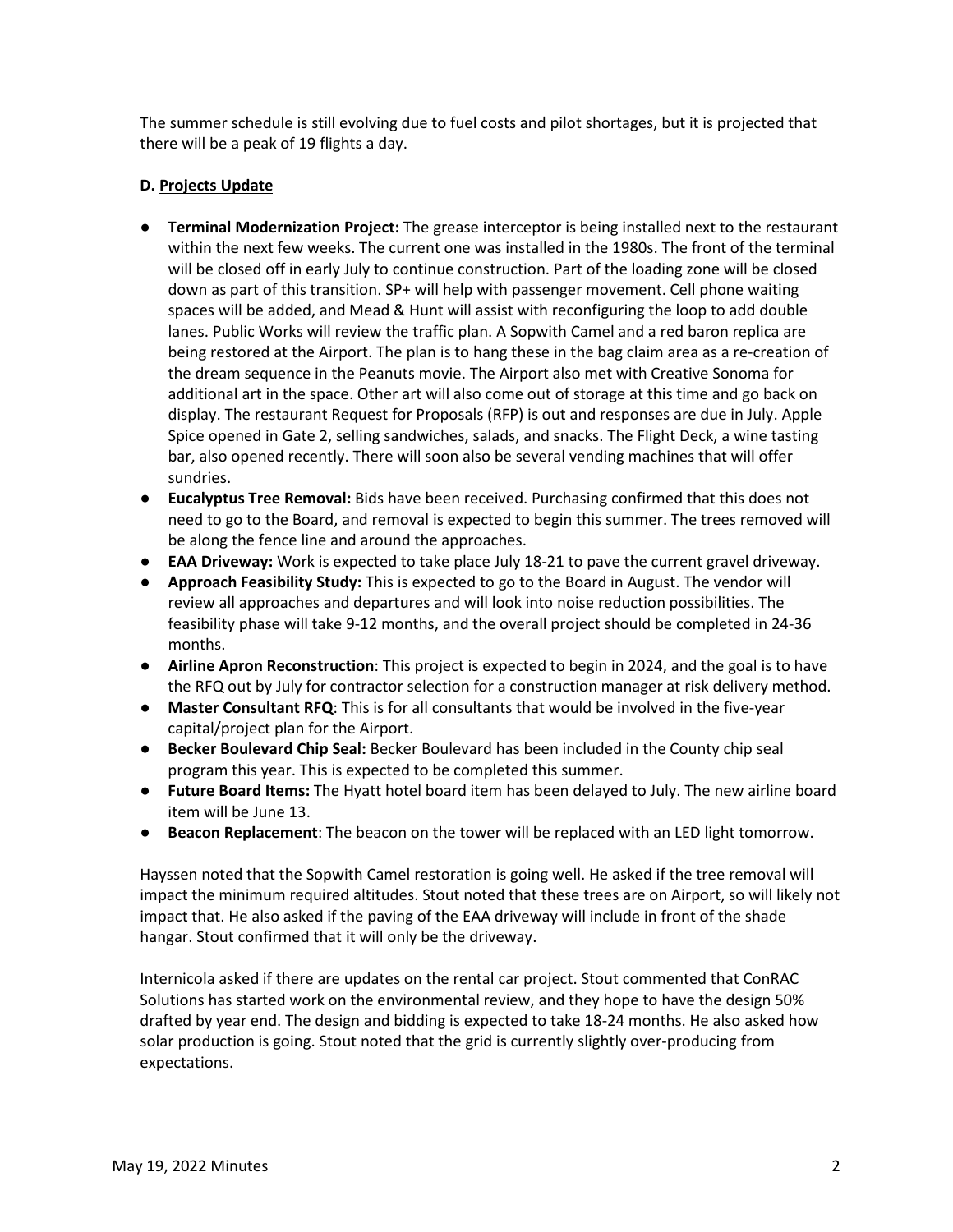The summer schedule is still evolving due to fuel costs and pilot shortages, but it is projected that there will be a peak of 19 flights a day.

**D. Projects Update**

- **Terminal Modernization Project:** The grease interceptor is being installed next to the restaurant within the next few weeks. The current one was installed in the 1980s. The front of the terminal will be closed off in early July to continue construction. Part of the loading zone will be closed down as part of this transition. SP+ will help with passenger movement. Cell phone waiting spaces will be added, and Mead & Hunt will assist with reconfiguring the loop to add double lanes. Public Works will review the traffic plan. A Sopwith Camel and a red baron replica are being restored at the Airport. The plan is to hang these in the bag claim area as a re-creation of the dream sequence in the Peanuts movie. The Airport also met with Creative Sonoma for additional art in the space. Other art will also come out of storage at this time and go back on display. The restaurant Request for Proposals (RFP) is out and responses are due in July. Apple Spice opened in Gate 2, selling sandwiches, salads, and snacks. The Flight Deck, a wine tasting bar, also opened recently. There will soon also be several vending machines that will offer sundries.
- **Eucalyptus Tree Removal:** Bids have been received. Purchasing confirmed that this does not need to go to the Board, and removal is expected to begin this summer. The trees removed will be along the fence line and around the approaches.
- **EAA Driveway:** Work is expected to take place July 18-21 to pave the current gravel driveway.
- **Approach Feasibility Study:** This is expected to go to the Board in August. The vendor will review all approaches and departures and will look into noise reduction possibilities. The feasibility phase will take 9-12 months, and the overall project should be completed in 24-36 months.
- **Airline Apron Reconstruction**: This project is expected to begin in 2024, and the goal is to have the RFQ out by July for contractor selection for a construction manager at risk delivery method.
- **Master Consultant RFQ**: This is for all consultants that would be involved in the five-year capital/project plan for the Airport.
- **Becker Boulevard Chip Seal:** Becker Boulevard has been included in the County chip seal program this year. This is expected to be completed this summer.
- **Future Board Items:** The Hyatt hotel board item has been delayed to July. The new airline board item will be June 13.
- **Beacon Replacement**: The beacon on the tower will be replaced with an LED light tomorrow.

Hayssen noted that the Sopwith Camel restoration is going well. He asked if the tree removal will impact the minimum required altitudes. Stout noted that these trees are on Airport, so will likely not impact that. He also asked if the paving of the EAA driveway will include in front of the shade hangar. Stout confirmed that it will only be the driveway.

Internicola asked if there are updates on the rental car project. Stout commented that ConRAC Solutions has started work on the environmental review, and they hope to have the design 50% drafted by year end. The design and bidding is expected to take 18-24 months. He also asked how solar production is going. Stout noted that the grid is currently slightly over-producing from expectations.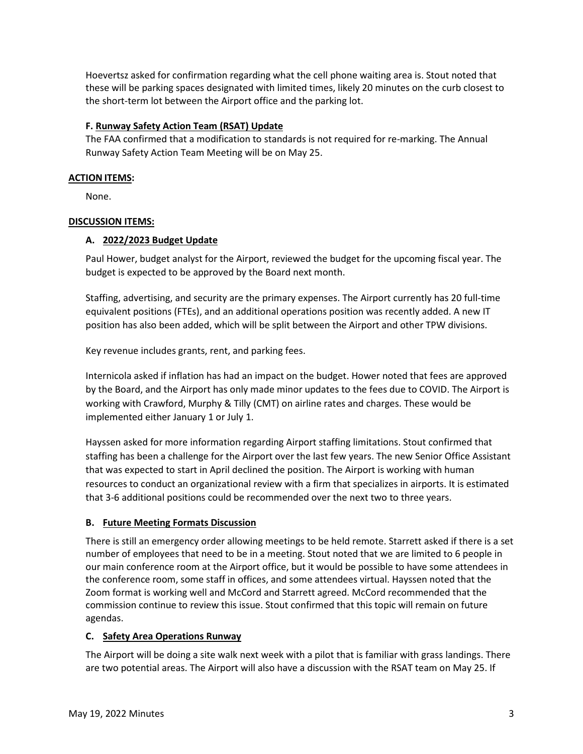Hoevertsz asked for confirmation regarding what the cell phone waiting area is. Stout noted that these will be parking spaces designated with limited times, likely 20 minutes on the curb closest to the short-term lot between the Airport office and the parking lot.

### F. Runway Safety Action Team (RSAT) Update

The FAA confirmed that a modification to standards is not required for re-marking. The Annual Runway Safety Action Team Meeting will be on May 25.

## ACTION ITEMS:

None.

## DISCUSSION ITEMS:

### A. 2022/2023 Budget Update

Paul Hower, budget analyst for the Airport, reviewed the budget for the upcoming fiscal year. The budget is expected to be approved by the Board next month.

Staffing, advertising, and security are the primary expenses. The Airport currently has 20 full-time equivalent positions (FTEs), and an additional operations position was recently added. A new IT position has also been added, which will be split between the Airport and other TPW divisions.

Key revenue includes grants, rent, and parking fees.

Internicola asked if inflation has had an impact on the budget. Hower noted that fees are approved by the Board, and the Airport has only made minor updates to the fees due to COVID. The Airport is working with Crawford, Murphy & Tilly (CMT) on airline rates and charges. These would be implemented either January 1 or July 1.

Hayssen asked for more information regarding Airport staffing limitations. Stout confirmed that staffing has been a challenge for the Airport over the last few years. The new Senior Office Assistant that was expected to start in April declined the position. The Airport is working with human resources to conduct an organizational review with a firm that specializes in airports. It is estimated that 3-6 additional positions could be recommended over the next two to three years.

### B. Future Meeting Formats Discussion

There is still an emergency order allowing meetings to be held remote. Starrett asked if there is a set number of employees that need to be in a meeting. Stout noted that we are limited to 6 people in our main conference room at the Airport office, but it would be possible to have some attendees in the conference room, some staff in offices, and some attendees virtual. Hayssen noted that the Zoom format is working well and McCord and Starrett agreed. McCord recommended that the commission continue to review this issue. Stout confirmed that this topic will remain on future agendas.

### C. Safety Area Operations Runway

The Airport will be doing a site walk next week with a pilot that is familiar with grass landings. There are two potential areas. The Airport will also have a discussion with the RSAT team on May 25. If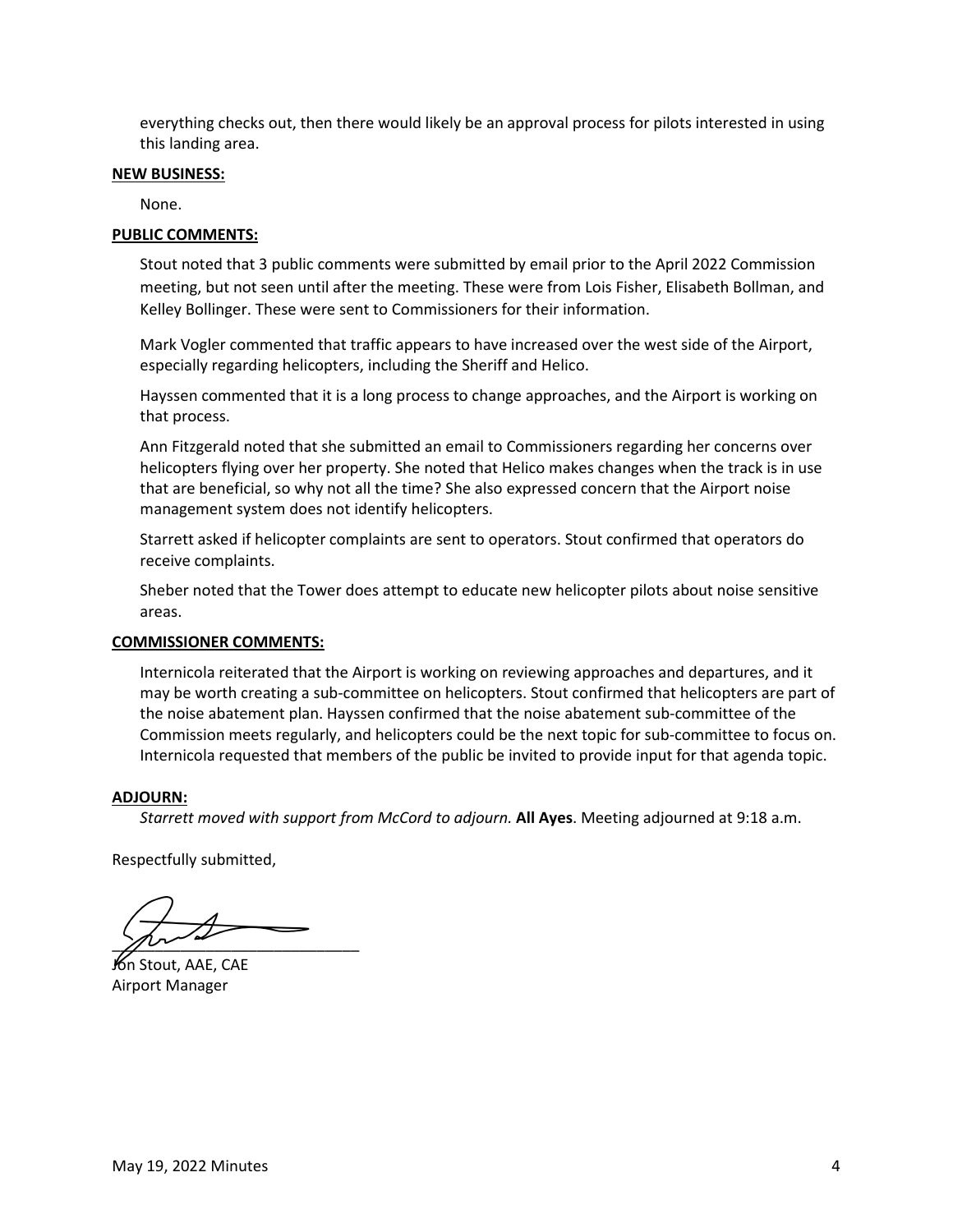everything checks out, then there would likely be an approval process for pilots interested in using this landing area.

**NEW BUSINESS:**

None.

**PUBLIC COMMENTS:**

Stout noted that 3 public comments were submitted by email prior to the April 2022 Commission meeting, but not seen until after the meeting. These were from Lois Fisher, Elisabeth Bollman, and Kelley Bollinger. These were sent to Commissioners for their information.

Mark Vogler commented that traffic appears to have increased over the west side of the Airport, especially regarding helicopters, including the Sheriff and Helico.

Hayssen commented that it is a long process to change approaches, and the Airport is working on that process.

Ann Fitzgerald noted that she submitted an email to Commissioners regarding her concerns over helicopters flying over her property. She noted that Helico makes changes when the track is in use that are beneficial, so why not all the time? She also expressed concern that the Airport noise management system does not identify helicopters.

Starrett asked if helicopter complaints are sent to operators. Stout confirmed that operators do receive complaints.

Sheber noted that the Tower does attempt to educate new helicopter pilots about noise sensitive areas.

**COMMISSIONER COMMENTS:**

Internicola reiterated that the Airport is working on reviewing approaches and departures, and it may be worth creating a sub-committee on helicopters. Stout confirmed that helicopters are part of the noise abatement plan. Hayssen confirmed that the noise abatement sub-committee of the Commission meets regularly, and helicopters could be the next topic for sub-committee to focus on. Internicola requested that members of the public be invited to provide input for that agenda topic.

**ADJOURN:**

*Starrett moved with support from McCord to adjourn.* **All Ayes**. Meeting adjourned at 9:18 a.m.

Respectfully submitted,

\_\_\_\_\_\_\_\_\_\_\_\_\_\_\_\_\_\_\_\_\_\_\_\_\_\_\_\_

Jon Stout, AAE, CAE
Airport Manager